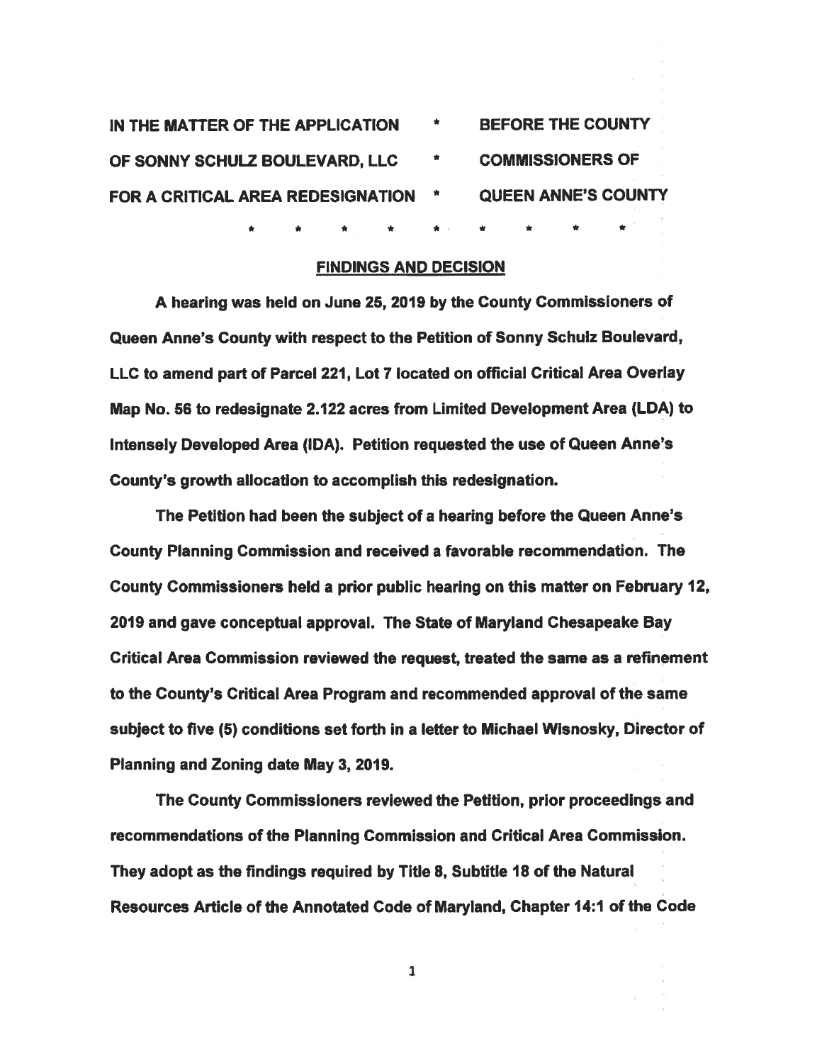| IN THE MATTER OF THE APPLICATION | * | BEFORE THE COUNTY |
|---|---|---|
| OF SONNY SCHULZ BOULEVARD, LLC | * | COMMISSIONERS OF |
| FOR A CRITICAL AREA REDESIGNATION | * | QUEEN ANNE'S COUNTY |

\* \* \* \* \* \* \* \* \*

## FINDINGS AND DECISION

A hearing was held on June 25, 2019 by the County Commissioners of Queen Anne's County with respect to the Petition of Sonny Schulz Boulevard, LLC to amend part of Parcel 221, Lot 7 located on official Critical Area Overlay Map No. 56 to redesignate 2.122 acres from Limited Development Area (LDA) to Intensely Developed Area (IDA). Petition requested the use of Queen Anne's County's growth allocation to accomplish this redesignation.

The Petition had been the subject of a hearing before the Queen Anne's County Planning Commission and received a favorable recommendation. The County Commissioners held a prior public hearing on this matter on February 12, 2019 and gave conceptual approval. The State of Maryland Chesapeake Bay Critical Area Commission reviewed the request, treated the same as a refinement to the County's Critical Area Program and recommended approval of the same subject to five (5) conditions set forth in a letter to Michael Wisnosky, Director of Planning and Zoning date May 3, 2019.

The County Commissioners reviewed the Petition, prior proceedings and recommendations of the Planning Commission and Critical Area Commission. They adopt as the findings required by Title 8, Subtitle 18 of the Natural Resources Article of the Annotated Code of Maryland, Chapter 14:1 of the Code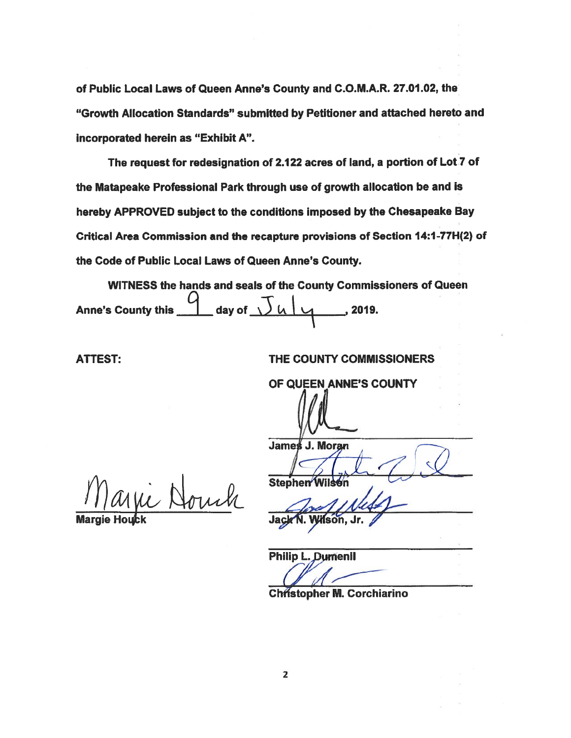**of Public Local Laws of Queen Anne's County and C.O.M.A.R. 27.01.02, the "Growth Allocation Standards" submitted by Petitioner and attached hereto and incorporated herein as "Exhibit A".**

**The request for redesignation of 2.122 acres of land, a portion of Lot 7 of the Matapeake Professional Park through use of growth allocation be and is hereby APPROVED subject to the conditions imposed by the Chesapeake Bay Critical Area Commission and the recapture provisions of Section 14:1-77H(2) of the Code of Public Local Laws of Queen Anne's County.**

**WITNESS the hands and seals of the County Commissioners of Queen Anne's County this** 9 **day of** July**, 2019.**

**ATTEST:**

Margie Houck
**Margie Houck**

**THE COUNTY COMMISSIONERS OF QUEEN ANNE'S COUNTY**

**James J. Moran**

**Stephen Wilson**

**Jack N. Wilson, Jr.**

**Philip L. Dumenil**

**Christopher M. Corchiarino**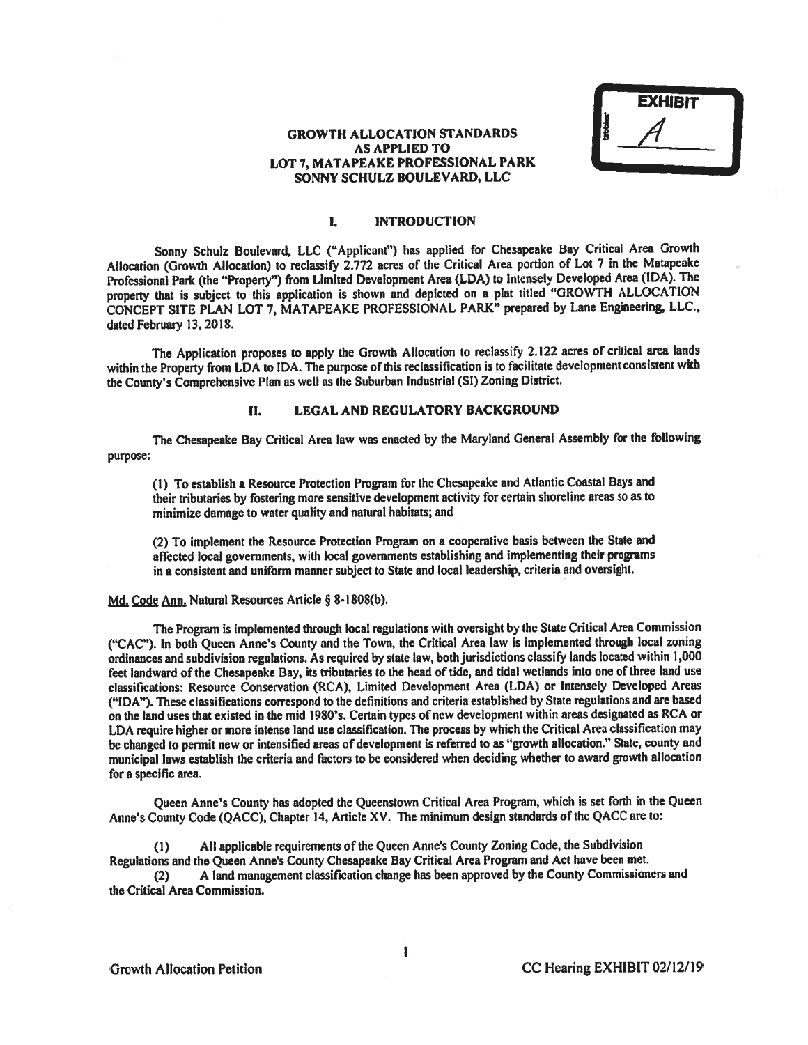EXHIBIT A

# GROWTH ALLOCATION STANDARDS AS APPLIED TO LOT 7, MATAPEAKE PROFESSIONAL PARK SONNY SCHULZ BOULEVARD, LLC

## I. INTRODUCTION

Sonny Schulz Boulevard, LLC ("Applicant") has applied for Chesapeake Bay Critical Area Growth Allocation (Growth Allocation) to reclassify 2.772 acres of the Critical Area portion of Lot 7 in the Matapeake Professional Park (the "Property") from Limited Development Area (LDA) to Intensely Developed Area (IDA). The property that is subject to this application is shown and depicted on a plat titled "GROWTH ALLOCATION CONCEPT SITE PLAN LOT 7, MATAPEAKE PROFESSIONAL PARK" prepared by Lane Engineering, LLC., dated February 13, 2018.

The Application proposes to apply the Growth Allocation to reclassify 2.122 acres of critical area lands within the Property from LDA to IDA. The purpose of this reclassification is to facilitate development consistent with the County's Comprehensive Plan as well as the Suburban Industrial (SI) Zoning District.

## II. LEGAL AND REGULATORY BACKGROUND

The Chesapeake Bay Critical Area law was enacted by the Maryland General Assembly for the following purpose:

> (1) To establish a Resource Protection Program for the Chesapeake and Atlantic Coastal Bays and their tributaries by fostering more sensitive development activity for certain shoreline areas so as to minimize damage to water quality and natural habitats; and
>
> (2) To implement the Resource Protection Program on a cooperative basis between the State and affected local governments, with local governments establishing and implementing their programs in a consistent and uniform manner subject to State and local leadership, criteria and oversight.

Md. Code Ann. Natural Resources Article § 8-1808(b).

The Program is implemented through local regulations with oversight by the State Critical Area Commission ("CAC"). In both Queen Anne's County and the Town, the Critical Area law is implemented through local zoning ordinances and subdivision regulations. As required by state law, both jurisdictions classify lands located within 1,000 feet landward of the Chesapeake Bay, its tributaries to the head of tide, and tidal wetlands into one of three land use classifications: Resource Conservation (RCA), Limited Development Area (LDA) or Intensely Developed Areas ("IDA"). These classifications correspond to the definitions and criteria established by State regulations and are based on the land uses that existed in the mid 1980's. Certain types of new development within areas designated as RCA or LDA require higher or more intense land use classification. The process by which the Critical Area classification may be changed to permit new or intensified areas of development is referred to as "growth allocation." State, county and municipal laws establish the criteria and factors to be considered when deciding whether to award growth allocation for a specific area.

Queen Anne's County has adopted the Queenstown Critical Area Program, which is set forth in the Queen Anne's County Code (QACC), Chapter 14, Article XV. The minimum design standards of the QACC are to:

(1) All applicable requirements of the Queen Anne's County Zoning Code, the Subdivision Regulations and the Queen Anne's County Chesapeake Bay Critical Area Program and Act have been met.

(2) A land management classification change has been approved by the County Commissioners and the Critical Area Commission.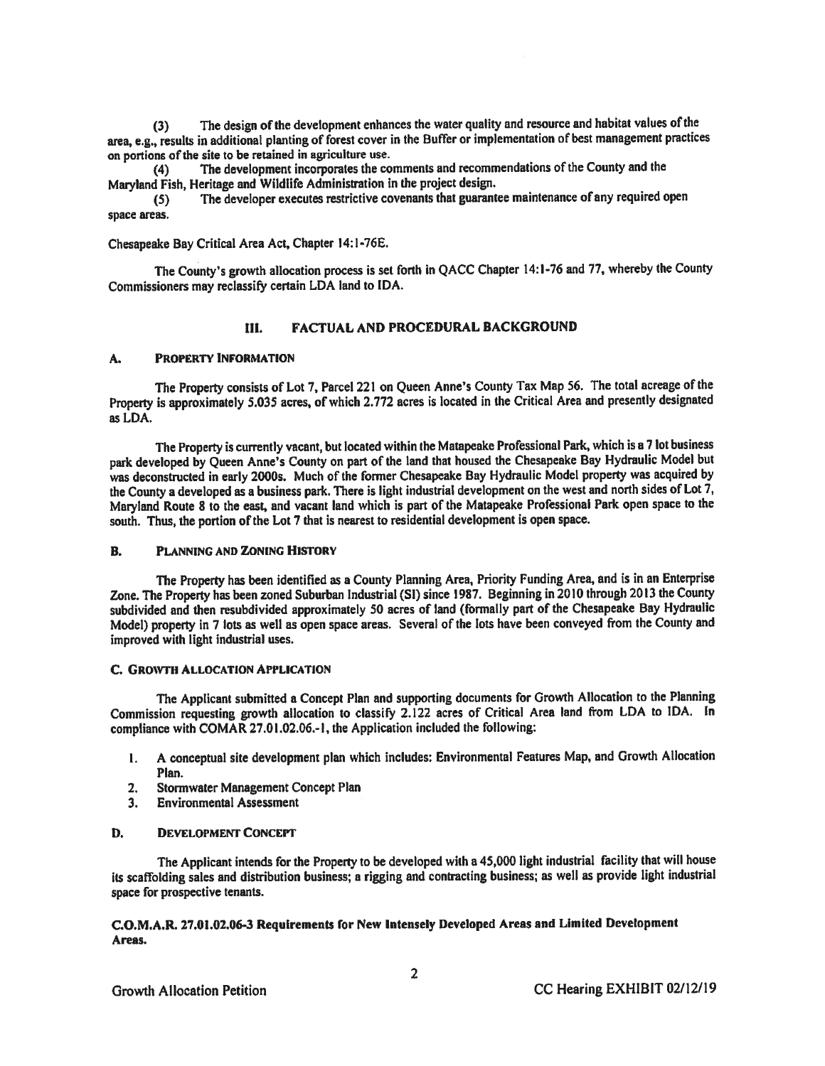(3) The design of the development enhances the water quality and resource and habitat values of the area, e.g., results in additional planting of forest cover in the Buffer or implementation of best management practices on portions of the site to be retained in agriculture use.

(4) The development incorporates the comments and recommendations of the County and the Maryland Fish, Heritage and Wildlife Administration in the project design.

(5) The developer executes restrictive covenants that guarantee maintenance of any required open space areas.

Chesapeake Bay Critical Area Act, Chapter 14:1-76E.

The County's growth allocation process is set forth in QACC Chapter 14:1-76 and 77, whereby the County Commissioners may reclassify certain LDA land to IDA.

## III. FACTUAL AND PROCEDURAL BACKGROUND

### A. PROPERTY INFORMATION

The Property consists of Lot 7, Parcel 221 on Queen Anne's County Tax Map 56. The total acreage of the Property is approximately 5.035 acres, of which 2.772 acres is located in the Critical Area and presently designated as LDA.

The Property is currently vacant, but located within the Matapeake Professional Park, which is a 7 lot business park developed by Queen Anne's County on part of the land that housed the Chesapeake Bay Hydraulic Model but was deconstructed in early 2000s. Much of the former Chesapeake Bay Hydraulic Model property was acquired by the County a developed as a business park. There is light industrial development on the west and north sides of Lot 7, Maryland Route 8 to the east, and vacant land which is part of the Matapeake Professional Park open space to the south. Thus, the portion of the Lot 7 that is nearest to residential development is open space.

### B. PLANNING AND ZONING HISTORY

The Property has been identified as a County Planning Area, Priority Funding Area, and is in an Enterprise Zone. The Property has been zoned Suburban Industrial (SI) since 1987. Beginning in 2010 through 2013 the County subdivided and then resubdivided approximately 50 acres of land (formally part of the Chesapeake Bay Hydraulic Model) property in 7 lots as well as open space areas. Several of the lots have been conveyed from the County and improved with light industrial uses.

### C. GROWTH ALLOCATION APPLICATION

The Applicant submitted a Concept Plan and supporting documents for Growth Allocation to the Planning Commission requesting growth allocation to classify 2.122 acres of Critical Area land from LDA to IDA. In compliance with COMAR 27.01.02.06.-1, the Application included the following:

1. A conceptual site development plan which includes: Environmental Features Map, and Growth Allocation Plan.
2. Stormwater Management Concept Plan
3. Environmental Assessment

### D. DEVELOPMENT CONCEPT

The Applicant intends for the Property to be developed with a 45,000 light industrial facility that will house its scaffolding sales and distribution business; a rigging and contracting business; as well as provide light industrial space for prospective tenants.

**C.O.M.A.R. 27.01.02.06-3 Requirements for New Intensely Developed Areas and Limited Development Areas.**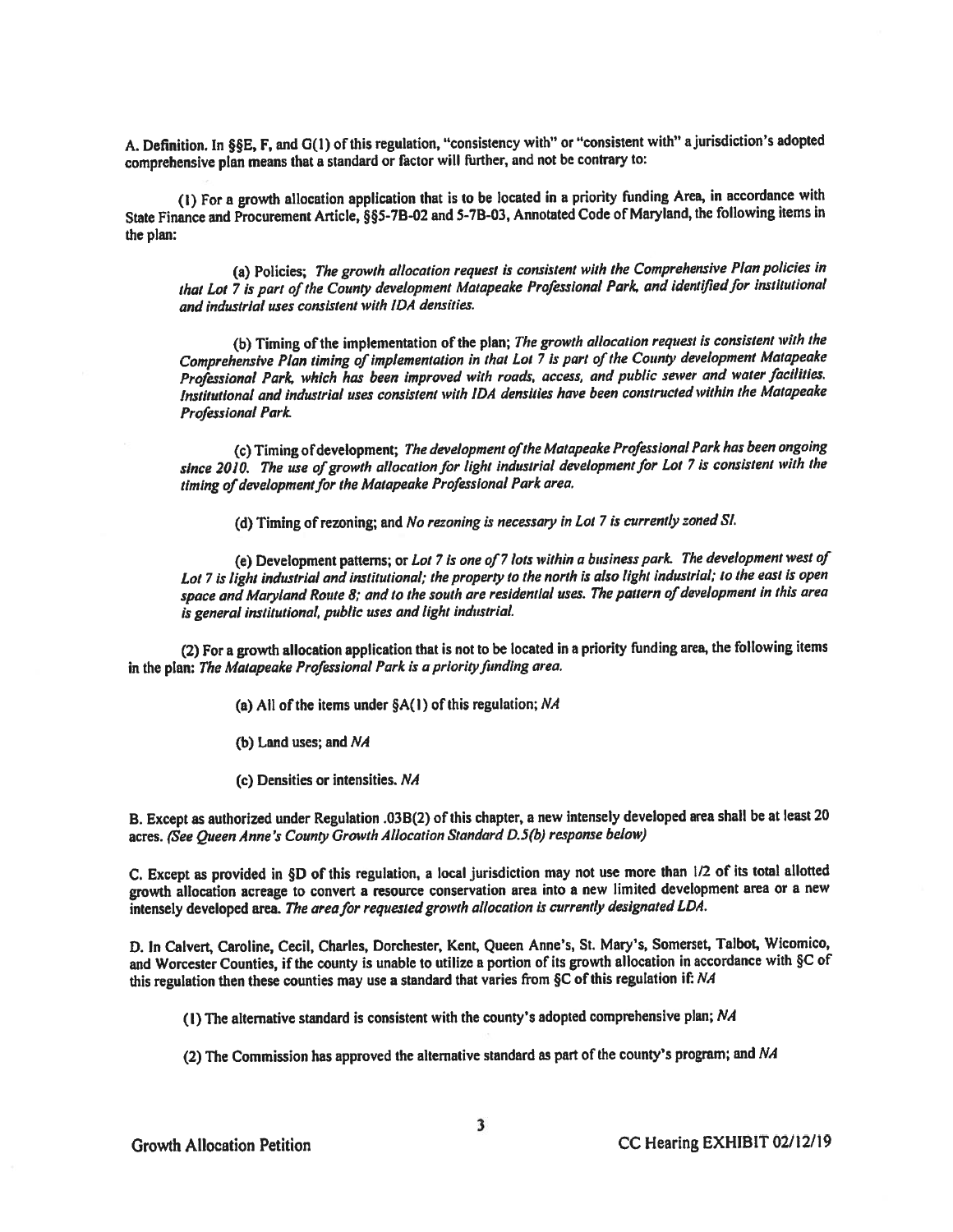A. Definition. In §§E, F, and G(1) of this regulation, "consistency with" or "consistent with" a jurisdiction's adopted comprehensive plan means that a standard or factor will further, and not be contrary to:

(1) For a growth allocation application that is to be located in a priority funding Area, in accordance with State Finance and Procurement Article, §§5-7B-02 and 5-7B-03, Annotated Code of Maryland, the following items in the plan:

(a) Policies; *The growth allocation request is consistent with the Comprehensive Plan policies in that Lot 7 is part of the County development Matapeake Professional Park, and identified for institutional and industrial uses consistent with IDA densities.*

(b) Timing of the implementation of the plan; *The growth allocation request is consistent with the Comprehensive Plan timing of implementation in that Lot 7 is part of the County development Matapeake Professional Park, which has been improved with roads, access, and public sewer and water facilities. Institutional and industrial uses consistent with IDA densities have been constructed within the Matapeake Professional Park.*

(c) Timing of development; *The development of the Matapeake Professional Park has been ongoing since 2010. The use of growth allocation for light industrial development for Lot 7 is consistent with the timing of development for the Matapeake Professional Park area.*

(d) Timing of rezoning; and *No rezoning is necessary in Lot 7 is currently zoned SI.*

(e) Development patterns; or *Lot 7 is one of 7 lots within a business park. The development west of Lot 7 is light industrial and institutional; the property to the north is also light industrial; to the east is open space and Maryland Route 8; and to the south are residential uses. The pattern of development in this area is general institutional, public uses and light industrial.*

(2) For a growth allocation application that is not to be located in a priority funding area, the following items in the plan: *The Matapeake Professional Park is a priority funding area.*

(a) All of the items under §A(1) of this regulation; *NA*

(b) Land uses; and *NA*

(c) Densities or intensities. *NA*

B. Except as authorized under Regulation .03B(2) of this chapter, a new intensely developed area shall be at least 20 acres. *(See Queen Anne's County Growth Allocation Standard D.5(b) response below)*

C. Except as provided in §D of this regulation, a local jurisdiction may not use more than 1/2 of its total allotted growth allocation acreage to convert a resource conservation area into a new limited development area or a new intensely developed area. *The area for requested growth allocation is currently designated LDA.*

D. In Calvert, Caroline, Cecil, Charles, Dorchester, Kent, Queen Anne's, St. Mary's, Somerset, Talbot, Wicomico, and Worcester Counties, if the county is unable to utilize a portion of its growth allocation in accordance with §C of this regulation then these counties may use a standard that varies from §C of this regulation if: *NA*

(1) The alternative standard is consistent with the county's adopted comprehensive plan; *NA*

(2) The Commission has approved the alternative standard as part of the county's program; and *NA*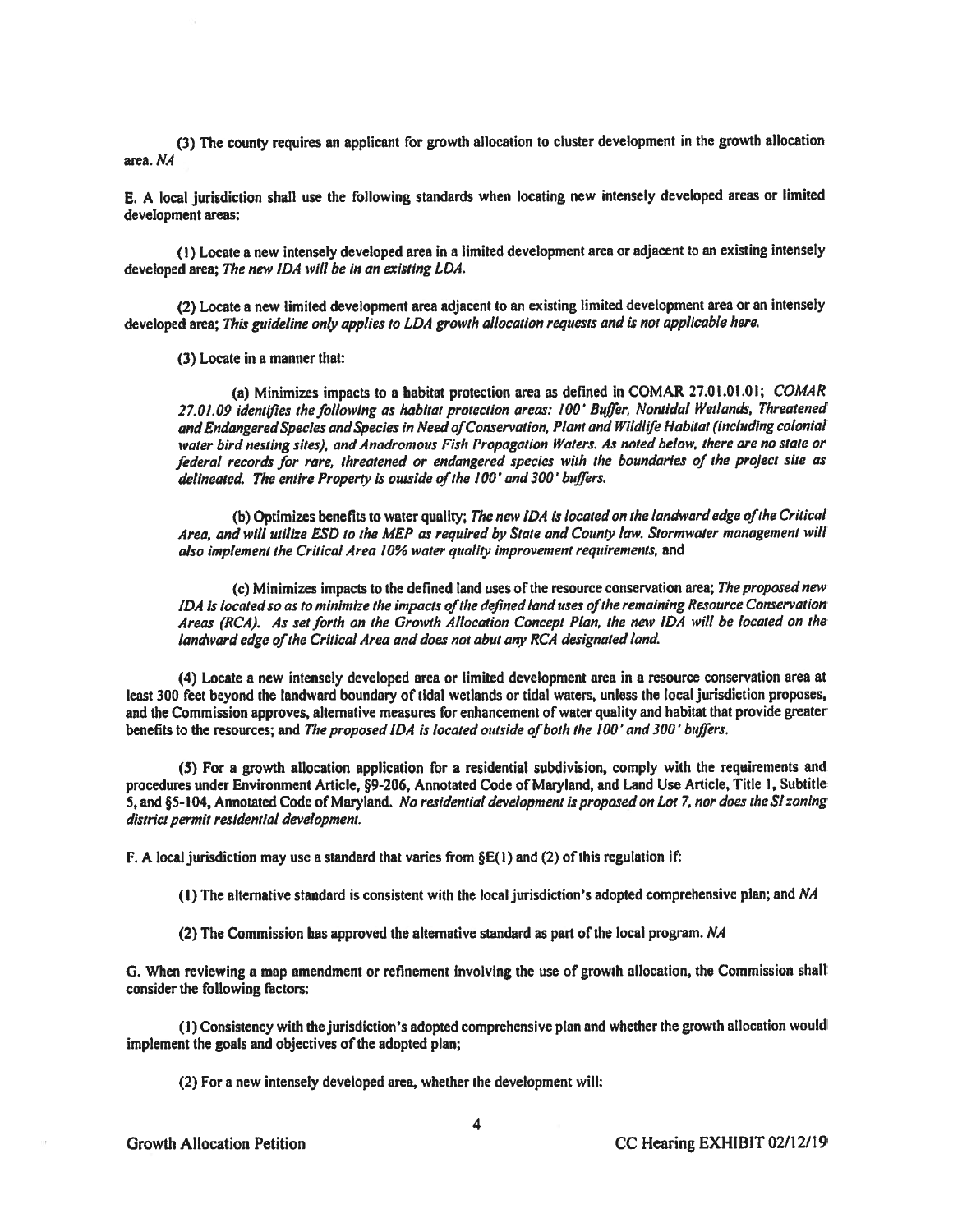(3) The county requires an applicant for growth allocation to cluster development in the growth allocation area. *NA*

E. A local jurisdiction shall use the following standards when locating new intensely developed areas or limited development areas:

(1) Locate a new intensely developed area in a limited development area or adjacent to an existing intensely developed area; *The new IDA will be in an existing LDA.*

(2) Locate a new limited development area adjacent to an existing limited development area or an intensely developed area; *This guideline only applies to LDA growth allocation requests and is not applicable here.*

(3) Locate in a manner that:

(a) Minimizes impacts to a habitat protection area as defined in COMAR 27.01.01.01; *COMAR 27.01.09 identifies the following as habitat protection areas: 100' Buffer, Nontidal Wetlands, Threatened and Endangered Species and Species in Need of Conservation, Plant and Wildlife Habitat (including colonial water bird nesting sites), and Anadromous Fish Propagation Waters. As noted below, there are no state or federal records for rare, threatened or endangered species with the boundaries of the project site as delineated. The entire Property is outside of the 100' and 300' buffers.*

(b) Optimizes benefits to water quality; *The new IDA is located on the landward edge of the Critical Area, and will utilize ESD to the MEP as required by State and County law. Stormwater management will also implement the Critical Area 10% water quality improvement requirements,* and

(c) Minimizes impacts to the defined land uses of the resource conservation area; *The proposed new IDA is located so as to minimize the impacts of the defined land uses of the remaining Resource Conservation Areas (RCA). As set forth on the Growth Allocation Concept Plan, the new IDA will be located on the landward edge of the Critical Area and does not abut any RCA designated land.*

(4) Locate a new intensely developed area or limited development area in a resource conservation area at least 300 feet beyond the landward boundary of tidal wetlands or tidal waters, unless the local jurisdiction proposes, and the Commission approves, alternative measures for enhancement of water quality and habitat that provide greater benefits to the resources; and *The proposed IDA is located outside of both the 100' and 300' buffers.*

(5) For a growth allocation application for a residential subdivision, comply with the requirements and procedures under Environment Article, §9-206, Annotated Code of Maryland, and Land Use Article, Title 1, Subtitle 5, and §5-104, Annotated Code of Maryland. *No residential development is proposed on Lot 7, nor does the SI zoning district permit residential development.*

F. A local jurisdiction may use a standard that varies from §E(1) and (2) of this regulation if:

(1) The alternative standard is consistent with the local jurisdiction's adopted comprehensive plan; and *NA*

(2) The Commission has approved the alternative standard as part of the local program. *NA*

G. When reviewing a map amendment or refinement involving the use of growth allocation, the Commission shall consider the following factors:

(1) Consistency with the jurisdiction's adopted comprehensive plan and whether the growth allocation would implement the goals and objectives of the adopted plan;

(2) For a new intensely developed area, whether the development will:

Growth Allocation Petition CC Hearing EXHIBIT 02/12/19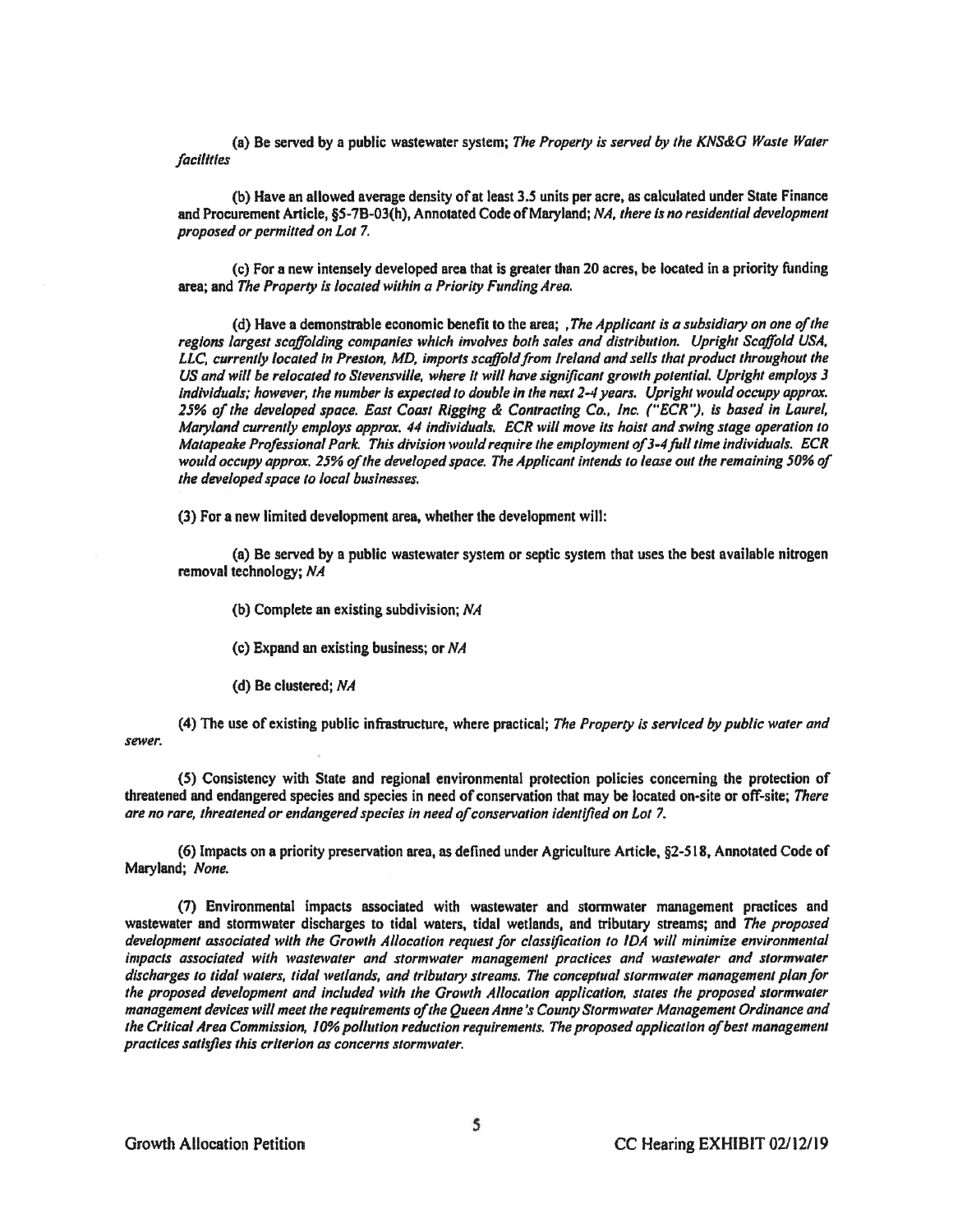(a) Be served by a public wastewater system; *The Property is served by the KNS&G Waste Water facilities*

(b) Have an allowed average density of at least 3.5 units per acre, as calculated under State Finance and Procurement Article, §5-7B-03(h), Annotated Code of Maryland; *NA, there is no residential development proposed or permitted on Lot 7.*

(c) For a new intensely developed area that is greater than 20 acres, be located in a priority funding area; and *The Property is located within a Priority Funding Area.*

(d) Have a demonstrable economic benefit to the area; *,The Applicant is a subsidiary on one of the regions largest scaffolding companies which involves both sales and distribution. Upright Scaffold USA, LLC, currently located in Preston, MD, imports scaffold from Ireland and sells that product throughout the US and will be relocated to Stevensville, where it will have significant growth potential. Upright employs 3 individuals; however, the number is expected to double in the next 2-4 years. Upright would occupy approx. 25% of the developed space. East Coast Rigging & Contracting Co., Inc. ("ECR"), is based in Laurel, Maryland currently employs approx. 44 individuals. ECR will move its hoist and swing stage operation to Matapeake Professional Park. This division would require the employment of 3-4 full time individuals. ECR would occupy approx. 25% of the developed space. The Applicant intends to lease out the remaining 50% of the developed space to local businesses.*

(3) For a new limited development area, whether the development will:

(a) Be served by a public wastewater system or septic system that uses the best available nitrogen removal technology; *NA*

(b) Complete an existing subdivision; *NA*

(c) Expand an existing business; or *NA*

(d) Be clustered; *NA*

(4) The use of existing public infrastructure, where practical; *The Property is serviced by public water and sewer.*

(5) Consistency with State and regional environmental protection policies concerning the protection of threatened and endangered species and species in need of conservation that may be located on-site or off-site; *There are no rare, threatened or endangered species in need of conservation identified on Lot 7.*

(6) Impacts on a priority preservation area, as defined under Agriculture Article, §2-518, Annotated Code of Maryland; *None.*

(7) Environmental impacts associated with wastewater and stormwater management practices and wastewater and stormwater discharges to tidal waters, tidal wetlands, and tributary streams; and *The proposed development associated with the Growth Allocation request for classification to IDA will minimize environmental impacts associated with wastewater and stormwater management practices and wastewater and stormwater discharges to tidal waters, tidal wetlands, and tributary streams. The conceptual stormwater management plan for the proposed development and included with the Growth Allocation application, states the proposed stormwater management devices will meet the requirements of the Queen Anne's County Stormwater Management Ordinance and the Critical Area Commission, 10% pollution reduction requirements. The proposed application of best management practices satisfies this criterion as concerns stormwater.*

Growth Allocation Petition — CC Hearing EXHIBIT 02/12/19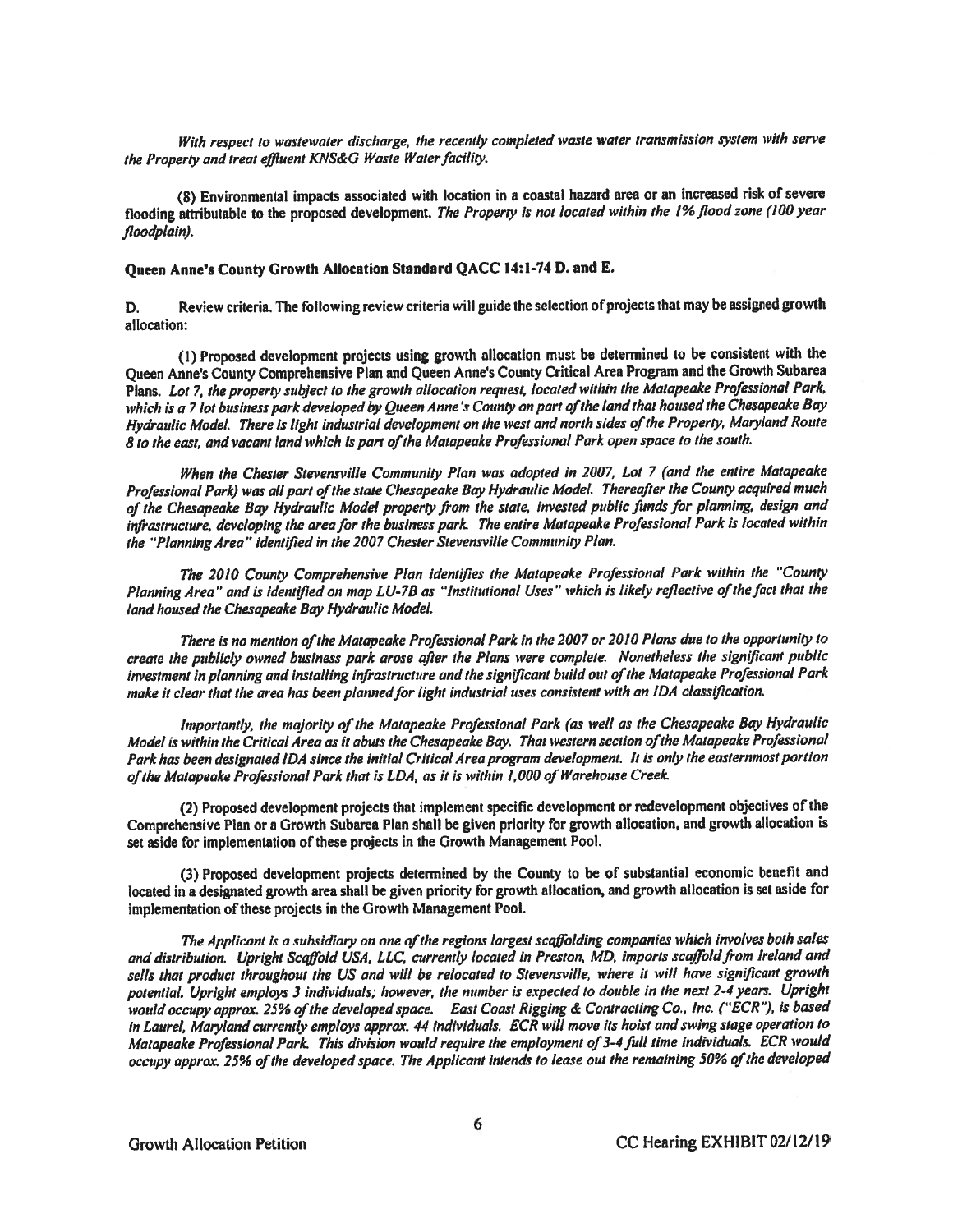*With respect to wastewater discharge, the recently completed waste water transmission system with serve the Property and treat effluent KNS&G Waste Water facility.*

(8) Environmental impacts associated with location in a coastal hazard area or an increased risk of severe flooding attributable to the proposed development. *The Property is not located within the 1% flood zone (100 year floodplain).*

**Queen Anne's County Growth Allocation Standard QACC 14:1-74 D. and E.**

D. Review criteria. The following review criteria will guide the selection of projects that may be assigned growth allocation:

(1) Proposed development projects using growth allocation must be determined to be consistent with the Queen Anne's County Comprehensive Plan and Queen Anne's County Critical Area Program and the Growth Subarea Plans. *Lot 7, the property subject to the growth allocation request, located within the Matapeake Professional Park, which is a 7 lot business park developed by Queen Anne's County on part of the land that housed the Chesapeake Bay Hydraulic Model. There is light industrial development on the west and north sides of the Property, Maryland Route 8 to the east, and vacant land which is part of the Matapeake Professional Park open space to the south.*

*When the Chester Stevensville Community Plan was adopted in 2007, Lot 7 (and the entire Matapeake Professional Park) was all part of the state Chesapeake Bay Hydraulic Model. Thereafter the County acquired much of the Chesapeake Bay Hydraulic Model property from the state, invested public funds for planning, design and infrastructure, developing the area for the business park. The entire Matapeake Professional Park is located within the "Planning Area" identified in the 2007 Chester Stevensville Community Plan.*

*The 2010 County Comprehensive Plan identifies the Matapeake Professional Park within the "County Planning Area" and is identified on map LU-7B as "Institutional Uses" which is likely reflective of the fact that the land housed the Chesapeake Bay Hydraulic Model.*

*There is no mention of the Matapeake Professional Park in the 2007 or 2010 Plans due to the opportunity to create the publicly owned business park arose after the Plans were complete. Nonetheless the significant public investment in planning and installing infrastructure and the significant build out of the Matapeake Professional Park make it clear that the area has been planned for light industrial uses consistent with an IDA classification.*

*Importantly, the majority of the Matapeake Professional Park (as well as the Chesapeake Bay Hydraulic Model is within the Critical Area as it abuts the Chesapeake Bay. That western section of the Matapeake Professional Park has been designated IDA since the initial Critical Area program development. It is only the easternmost portion of the Matapeake Professional Park that is LDA, as it is within 1,000 of Warehouse Creek.*

(2) Proposed development projects that implement specific development or redevelopment objectives of the Comprehensive Plan or a Growth Subarea Plan shall be given priority for growth allocation, and growth allocation is set aside for implementation of these projects in the Growth Management Pool.

(3) Proposed development projects determined by the County to be of substantial economic benefit and located in a designated growth area shall be given priority for growth allocation, and growth allocation is set aside for implementation of these projects in the Growth Management Pool.

*The Applicant is a subsidiary on one of the regions largest scaffolding companies which involves both sales and distribution. Upright Scaffold USA, LLC, currently located in Preston, MD, imports scaffold from Ireland and sells that product throughout the US and will be relocated to Stevensville, where it will have significant growth potential. Upright employs 3 individuals; however, the number is expected to double in the next 2-4 years. Upright would occupy approx. 25% of the developed space. East Coast Rigging & Contracting Co., Inc. ("ECR"), is based in Laurel, Maryland currently employs approx. 44 individuals. ECR will move its hoist and swing stage operation to Matapeake Professional Park. This division would require the employment of 3-4 full time individuals. ECR would occupy approx. 25% of the developed space. The Applicant intends to lease out the remaining 50% of the developed*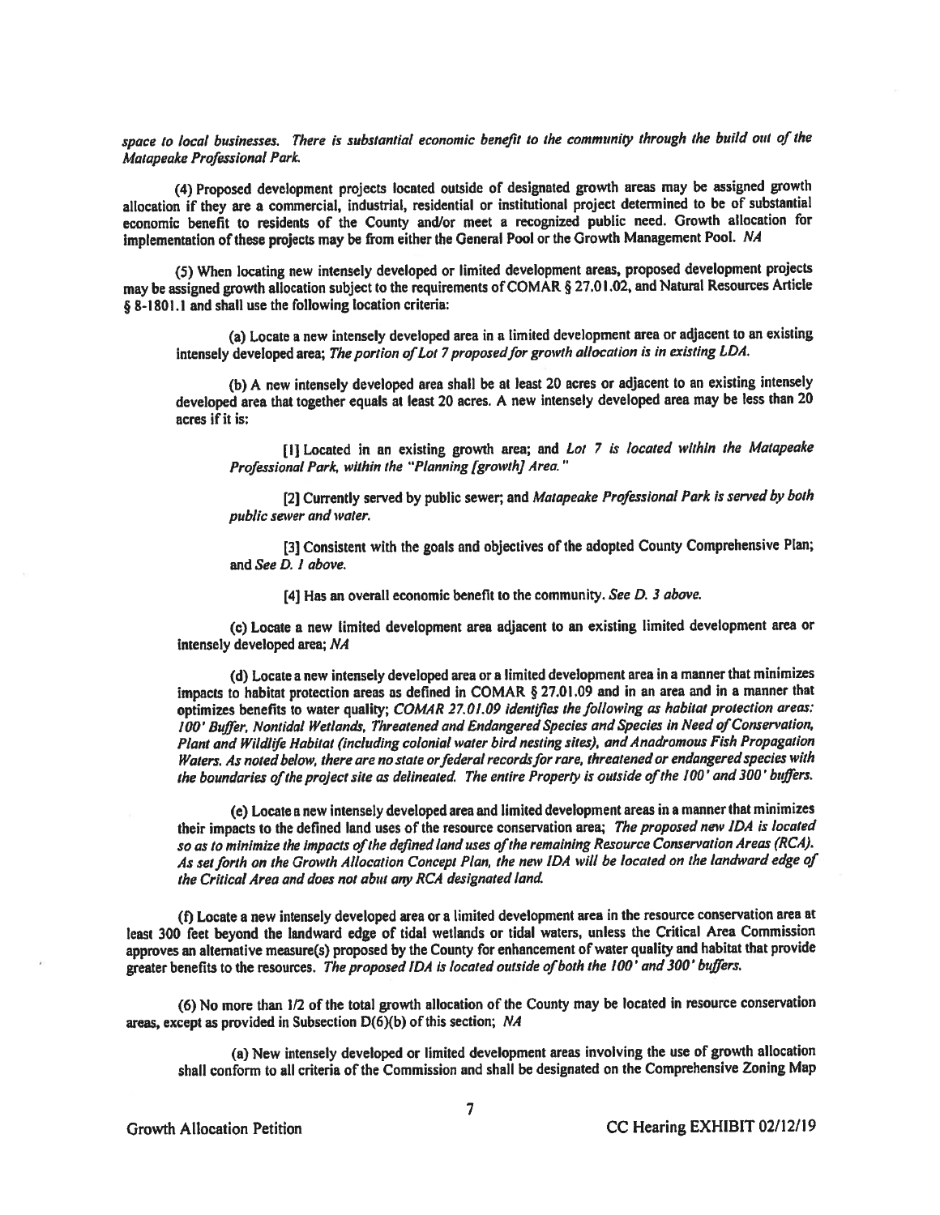*space to local businesses. There is substantial economic benefit to the community through the build out of the Matapeake Professional Park.*

(4) Proposed development projects located outside of designated growth areas may be assigned growth allocation if they are a commercial, industrial, residential or institutional project determined to be of substantial economic benefit to residents of the County and/or meet a recognized public need. Growth allocation for implementation of these projects may be from either the General Pool or the Growth Management Pool. *NA*

(5) When locating new intensely developed or limited development areas, proposed development projects may be assigned growth allocation subject to the requirements of COMAR § 27.01.02, and Natural Resources Article § 8-1801.1 and shall use the following location criteria:

(a) Locate a new intensely developed area in a limited development area or adjacent to an existing intensely developed area; *The portion of Lot 7 proposed for growth allocation is in existing LDA.*

(b) A new intensely developed area shall be at least 20 acres or adjacent to an existing intensely developed area that together equals at least 20 acres. A new intensely developed area may be less than 20 acres if it is:

[1] Located in an existing growth area; and *Lot 7 is located within the Matapeake Professional Park, within the "Planning [growth] Area."*

[2] Currently served by public sewer; and *Matapeake Professional Park is served by both public sewer and water.*

[3] Consistent with the goals and objectives of the adopted County Comprehensive Plan; and *See D. 1 above.*

[4] Has an overall economic benefit to the community. *See D. 3 above.*

(c) Locate a new limited development area adjacent to an existing limited development area or intensely developed area; *NA*

(d) Locate a new intensely developed area or a limited development area in a manner that minimizes impacts to habitat protection areas as defined in COMAR § 27.01.09 and in an area and in a manner that optimizes benefits to water quality; *COMAR 27.01.09 identifies the following as habitat protection areas: 100' Buffer, Nontidal Wetlands, Threatened and Endangered Species and Species in Need of Conservation, Plant and Wildlife Habitat (including colonial water bird nesting sites), and Anadromous Fish Propagation Waters. As noted below, there are no state or federal records for rare, threatened or endangered species with the boundaries of the project site as delineated. The entire Property is outside of the 100' and 300' buffers.*

(e) Locate a new intensely developed area and limited development areas in a manner that minimizes their impacts to the defined land uses of the resource conservation area; *The proposed new IDA is located so as to minimize the impacts of the defined land uses of the remaining Resource Conservation Areas (RCA). As set forth on the Growth Allocation Concept Plan, the new IDA will be located on the landward edge of the Critical Area and does not abut any RCA designated land.*

(f) Locate a new intensely developed area or a limited development area in the resource conservation area at least 300 feet beyond the landward edge of tidal wetlands or tidal waters, unless the Critical Area Commission approves an alternative measure(s) proposed by the County for enhancement of water quality and habitat that provide greater benefits to the resources. *The proposed IDA is located outside of both the 100' and 300' buffers.*

(6) No more than 1/2 of the total growth allocation of the County may be located in resource conservation areas, except as provided in Subsection D(6)(b) of this section; *NA*

(a) New intensely developed or limited development areas involving the use of growth allocation shall conform to all criteria of the Commission and shall be designated on the Comprehensive Zoning Map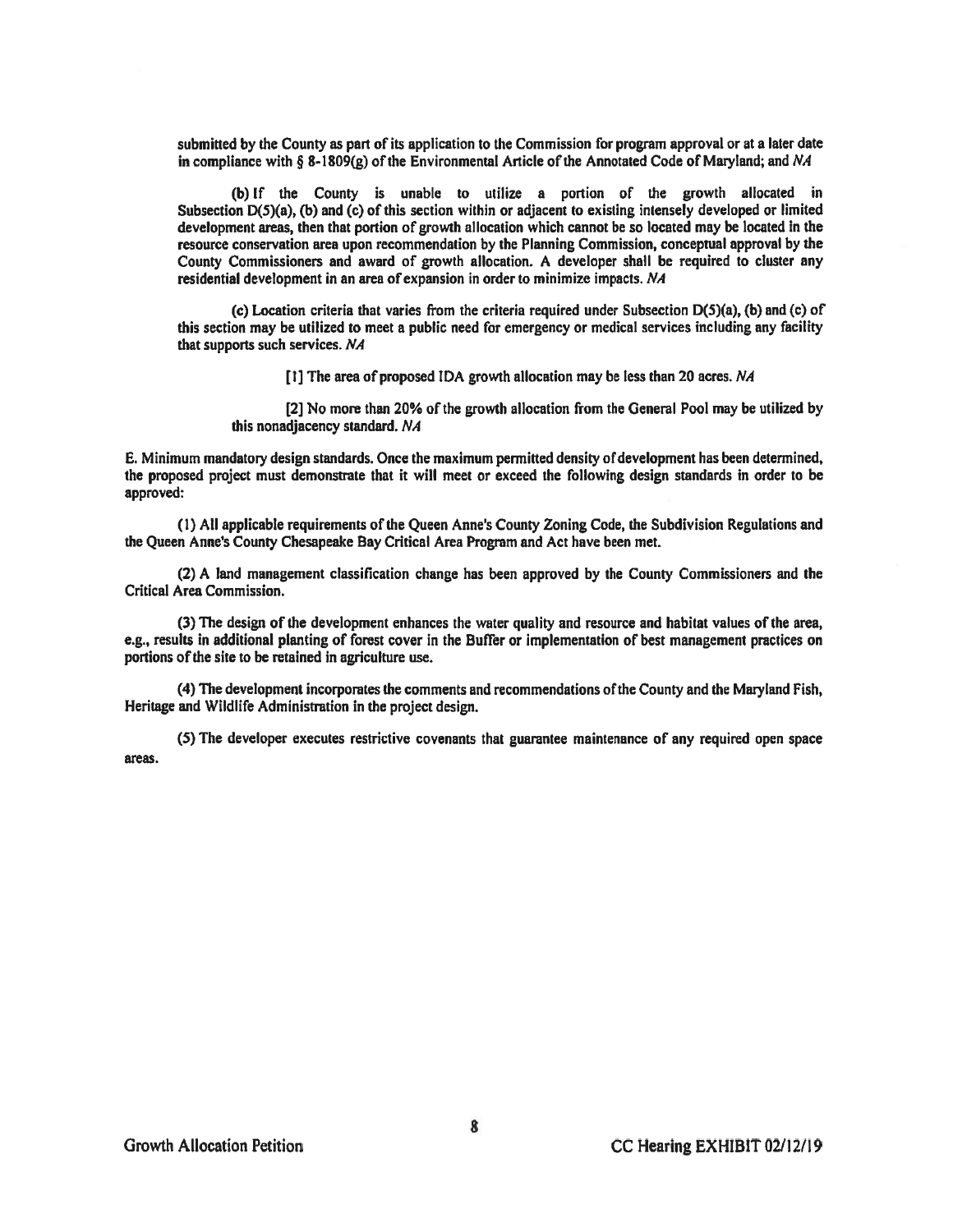submitted by the County as part of its application to the Commission for program approval or at a later date in compliance with § 8-1809(g) of the Environmental Article of the Annotated Code of Maryland; and *NA*

(b) If the County is unable to utilize a portion of the growth allocated in Subsection D(5)(a), (b) and (c) of this section within or adjacent to existing intensely developed or limited development areas, then that portion of growth allocation which cannot be so located may be located in the resource conservation area upon recommendation by the Planning Commission, conceptual approval by the County Commissioners and award of growth allocation. A developer shall be required to cluster any residential development in an area of expansion in order to minimize impacts. *NA*

(c) Location criteria that varies from the criteria required under Subsection D(5)(a), (b) and (c) of this section may be utilized to meet a public need for emergency or medical services including any facility that supports such services. *NA*

[1] The area of proposed IDA growth allocation may be less than 20 acres. *NA*

[2] No more than 20% of the growth allocation from the General Pool may be utilized by this nonadjacency standard. *NA*

E. Minimum mandatory design standards. Once the maximum permitted density of development has been determined, the proposed project must demonstrate that it will meet or exceed the following design standards in order to be approved:

(1) All applicable requirements of the Queen Anne's County Zoning Code, the Subdivision Regulations and the Queen Anne's County Chesapeake Bay Critical Area Program and Act have been met.

(2) A land management classification change has been approved by the County Commissioners and the Critical Area Commission.

(3) The design of the development enhances the water quality and resource and habitat values of the area, e.g., results in additional planting of forest cover in the Buffer or implementation of best management practices on portions of the site to be retained in agriculture use.

(4) The development incorporates the comments and recommendations of the County and the Maryland Fish, Heritage and Wildlife Administration in the project design.

(5) The developer executes restrictive covenants that guarantee maintenance of any required open space areas.